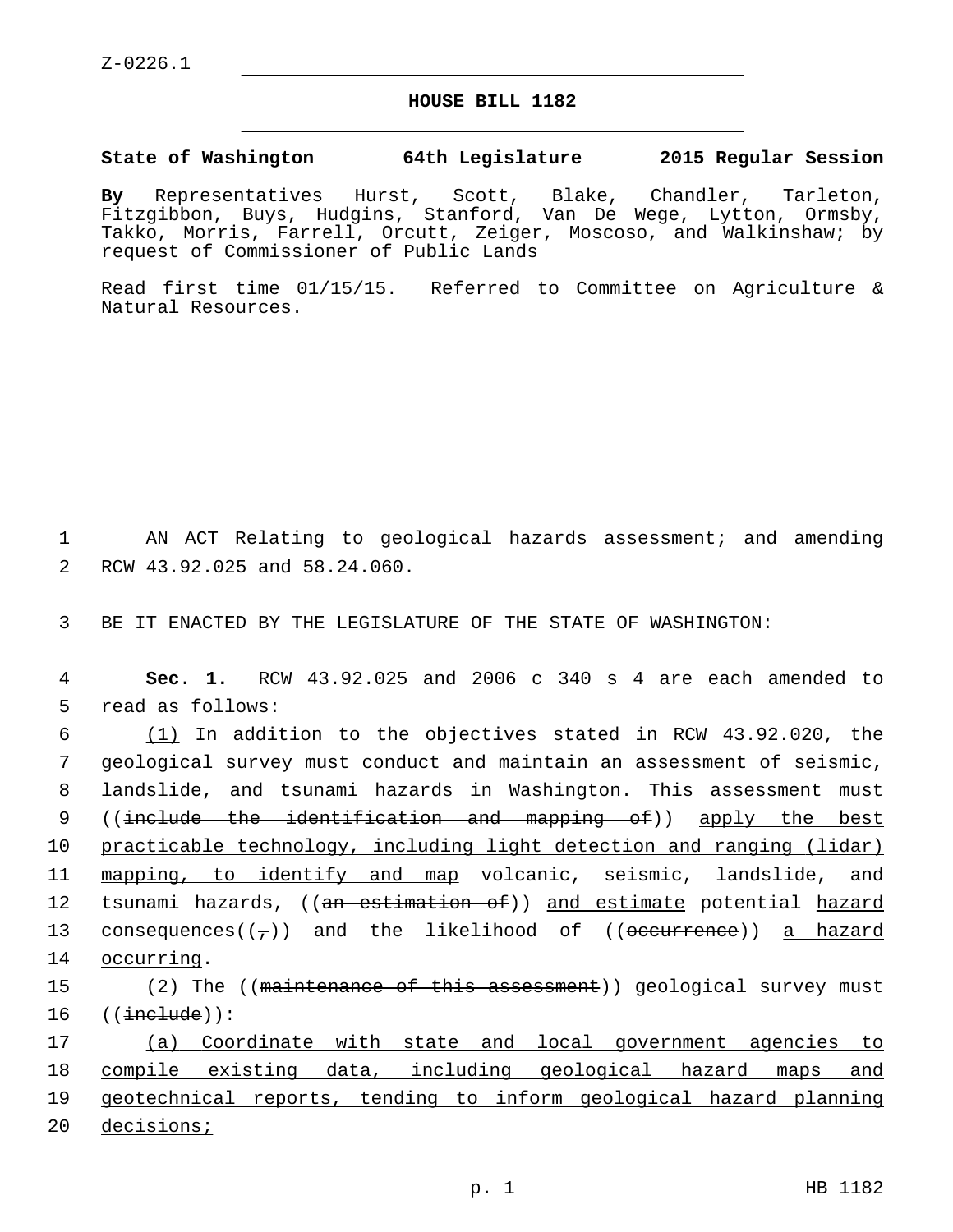Z-0226.1

**HOUSE BILL 1182**

**State of Washington 64th Legislature 2015 Regular Session**

**By** Representatives Hurst, Scott, Blake, Chandler, Tarleton, Fitzgibbon, Buys, Hudgins, Stanford, Van De Wege, Lytton, Ormsby, Takko, Morris, Farrell, Orcutt, Zeiger, Moscoso, and Walkinshaw; by request of Commissioner of Public Lands

Read first time 01/15/15. Referred to Committee on Agriculture & Natural Resources.

AN ACT Relating to geological hazards assessment; and amending RCW 43.92.025 and 58.24.060.

BE IT ENACTED BY THE LEGISLATURE OF THE STATE OF WASHINGTON:

**Sec. 1.** RCW 43.92.025 and 2006 c 340 s 4 are each amended to read as follows:

<u>(1)</u> In addition to the objectives stated in RCW 43.92.020, the geological survey must conduct and maintain an assessment of seismic, landslide, and tsunami hazards in Washington. This assessment must ((~~include the identification and mapping of~~)) <u>apply the best practicable technology, including light detection and ranging (lidar) mapping, to identify and map</u> volcanic, seismic, landslide, and tsunami hazards, ((~~an estimation of~~)) <u>and estimate</u> potential <u>hazard</u> consequences((~~,~~)) and the likelihood of ((~~occurrence~~)) <u>a hazard occurring</u>.

<u>(2)</u> The ((~~maintenance of this assessment~~)) <u>geological survey</u> must ((~~include~~))<u>:</u>

<u>(a) Coordinate with state and local government agencies to compile existing data, including geological hazard maps and geotechnical reports, tending to inform geological hazard planning decisions;</u>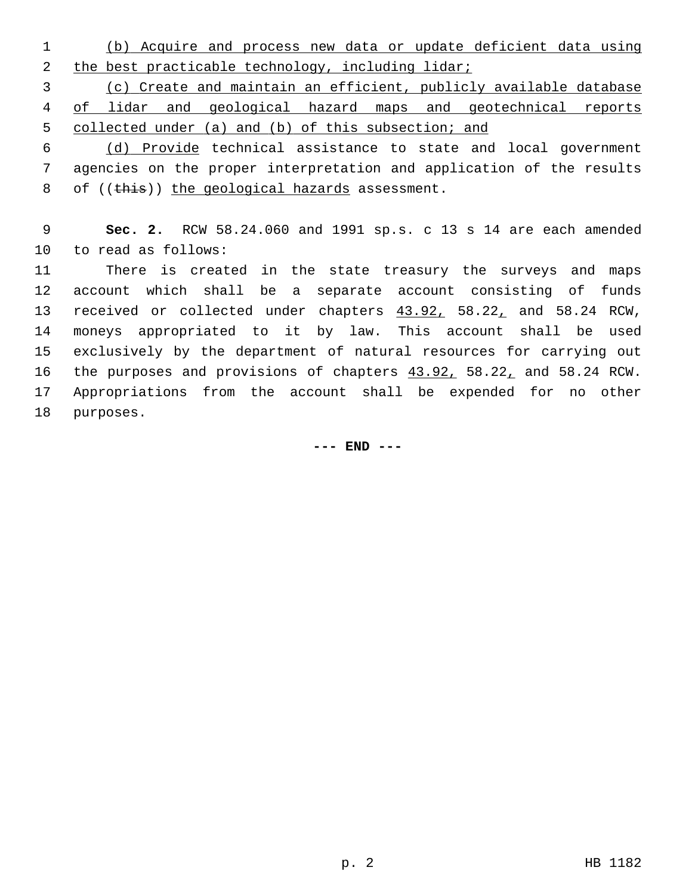(b) Acquire and process new data or update deficient data using the best practicable technology, including lidar;

(c) Create and maintain an efficient, publicly available database of lidar and geological hazard maps and geotechnical reports collected under (a) and (b) of this subsection; and

(d) Provide technical assistance to state and local government agencies on the proper interpretation and application of the results of ((~~this~~)) the geological hazards assessment.

**Sec. 2.** RCW 58.24.060 and 1991 sp.s. c 13 s 14 are each amended to read as follows:

There is created in the state treasury the surveys and maps account which shall be a separate account consisting of funds received or collected under chapters 43.92, 58.22, and 58.24 RCW, moneys appropriated to it by law. This account shall be used exclusively by the department of natural resources for carrying out the purposes and provisions of chapters 43.92, 58.22, and 58.24 RCW. Appropriations from the account shall be expended for no other purposes.

**--- END ---**